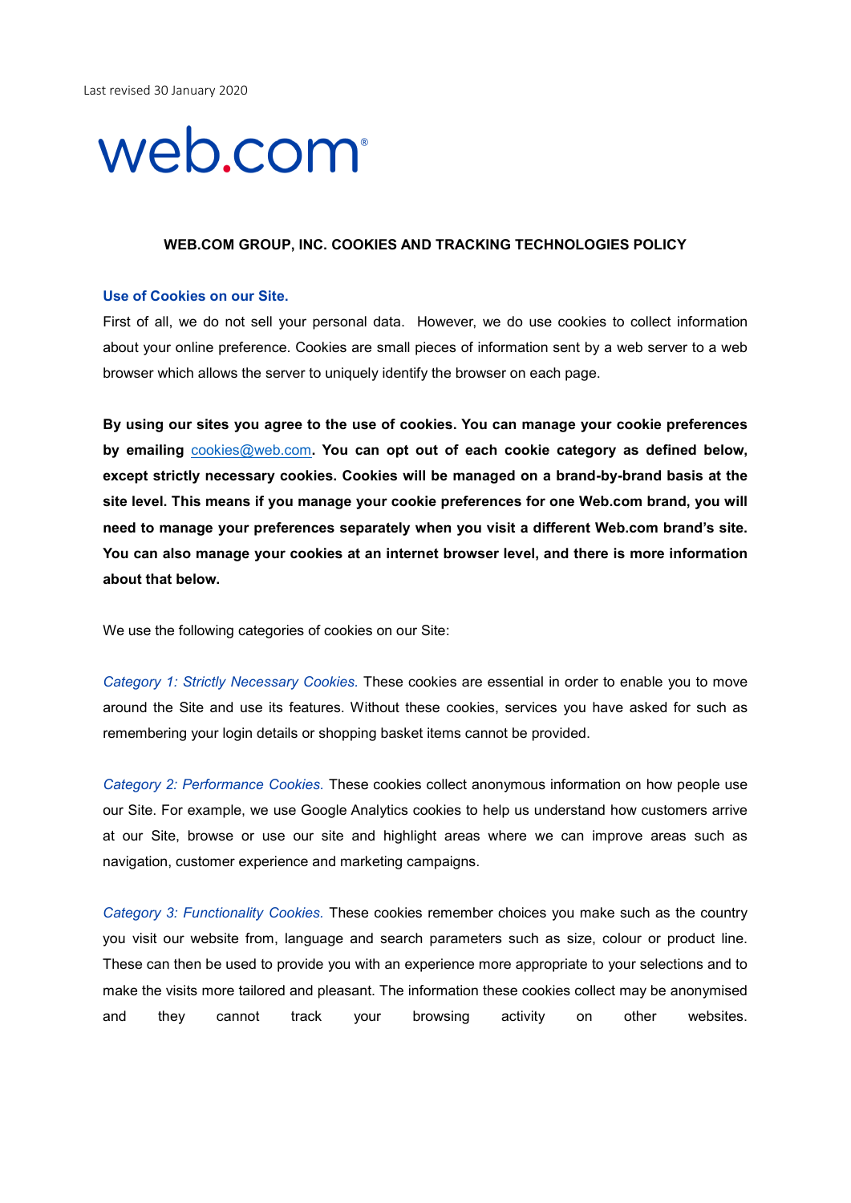Last revised 30 January 2020

web.com

# WEB.COM GROUP, INC. COOKIES AND TRACKING TECHNOLOGIES POLICY

## Use of Cookies on our Site.

First of all, we do not sell your personal data. However, we do use cookies to collect information about your online preference. Cookies are small pieces of information sent by a web server to a web browser which allows the server to uniquely identify the browser on each page.

**By using our sites you agree to the use of cookies. You can manage your cookie preferences by emailing cookies@web.com. You can opt out of each cookie category as defined below, except strictly necessary cookies. Cookies will be managed on a brand-by-brand basis at the site level. This means if you manage your cookie preferences for one Web.com brand, you will need to manage your preferences separately when you visit a different Web.com brand's site. You can also manage your cookies at an internet browser level, and there is more information about that below.**

We use the following categories of cookies on our Site:

*Category 1: Strictly Necessary Cookies.* These cookies are essential in order to enable you to move around the Site and use its features. Without these cookies, services you have asked for such as remembering your login details or shopping basket items cannot be provided.

*Category 2: Performance Cookies.* These cookies collect anonymous information on how people use our Site. For example, we use Google Analytics cookies to help us understand how customers arrive at our Site, browse or use our site and highlight areas where we can improve areas such as navigation, customer experience and marketing campaigns.

*Category 3: Functionality Cookies.* These cookies remember choices you make such as the country you visit our website from, language and search parameters such as size, colour or product line. These can then be used to provide you with an experience more appropriate to your selections and to make the visits more tailored and pleasant. The information these cookies collect may be anonymised and they cannot track your browsing activity on other websites.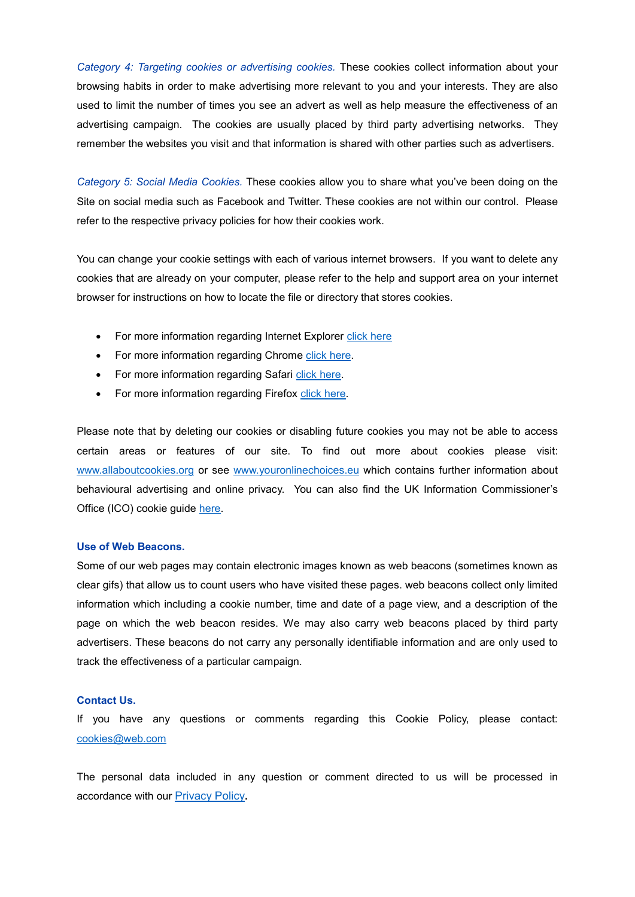*Category 4: Targeting cookies or advertising cookies.* These cookies collect information about your browsing habits in order to make advertising more relevant to you and your interests. They are also used to limit the number of times you see an advert as well as help measure the effectiveness of an advertising campaign. The cookies are usually placed by third party advertising networks. They remember the websites you visit and that information is shared with other parties such as advertisers.

*Category 5: Social Media Cookies.* These cookies allow you to share what you've been doing on the Site on social media such as Facebook and Twitter. These cookies are not within our control. Please refer to the respective privacy policies for how their cookies work.

You can change your cookie settings with each of various internet browsers. If you want to delete any cookies that are already on your computer, please refer to the help and support area on your internet browser for instructions on how to locate the file or directory that stores cookies.

- For more information regarding Internet Explorer click here
- For more information regarding Chrome click here.
- For more information regarding Safari click here.
- For more information regarding Firefox click here.

Please note that by deleting our cookies or disabling future cookies you may not be able to access certain areas or features of our site. To find out more about cookies please visit: www.allaboutcookies.org or see www.youronlinechoices.eu which contains further information about behavioural advertising and online privacy. You can also find the UK Information Commissioner's Office (ICO) cookie guide here.

**Use of Web Beacons.**

Some of our web pages may contain electronic images known as web beacons (sometimes known as clear gifs) that allow us to count users who have visited these pages. web beacons collect only limited information which including a cookie number, time and date of a page view, and a description of the page on which the web beacon resides. We may also carry web beacons placed by third party advertisers. These beacons do not carry any personally identifiable information and are only used to track the effectiveness of a particular campaign.

**Contact Us.**

If you have any questions or comments regarding this Cookie Policy, please contact: cookies@web.com

The personal data included in any question or comment directed to us will be processed in accordance with our Privacy Policy.